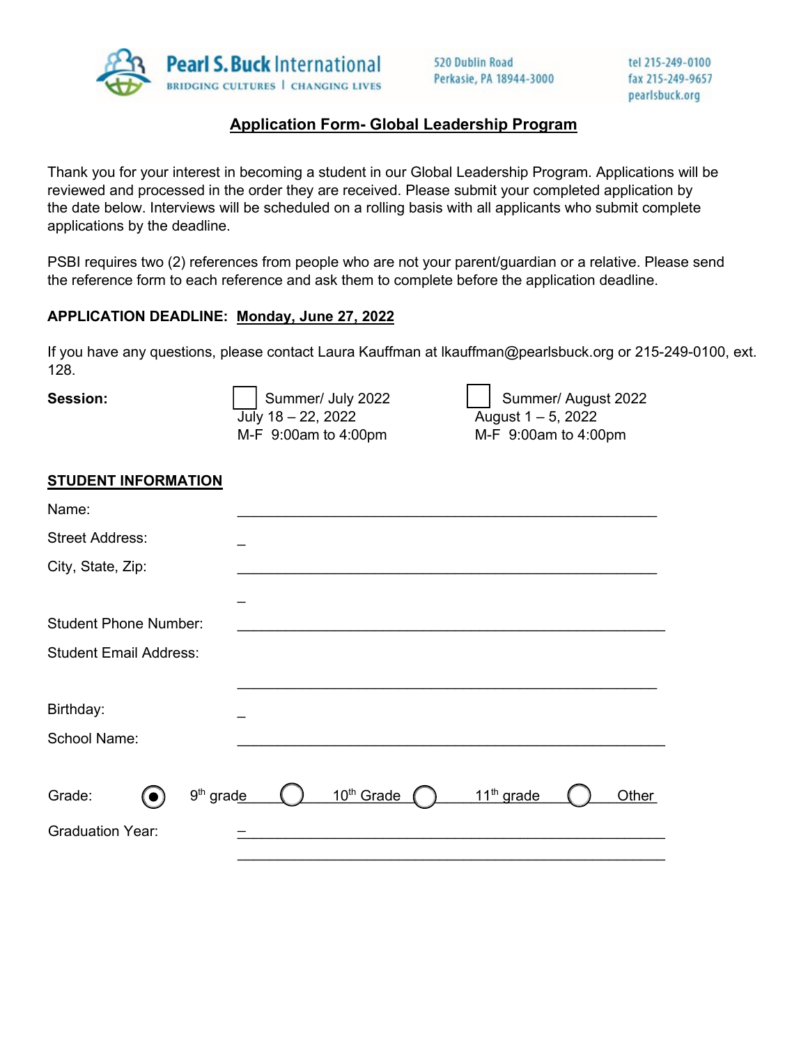Pearl S. Buck International
BRIDGING CULTURES | CHANGING LIVES

520 Dublin Road
Perkasie, PA 18944-3000

tel 215-249-0100
fax 215-249-9657
pearlsbuck.org

## Application Form- Global Leadership Program

Thank you for your interest in becoming a student in our Global Leadership Program. Applications will be reviewed and processed in the order they are received. Please submit your completed application by the date below. Interviews will be scheduled on a rolling basis with all applicants who submit complete applications by the deadline.

PSBI requires two (2) references from people who are not your parent/guardian or a relative. Please send the reference form to each reference and ask them to complete before the application deadline.

**APPLICATION DEADLINE:** **Monday, June 27, 2022**

If you have any questions, please contact Laura Kauffman at lkauffman@pearlsbuck.org or 215-249-0100, ext. 128.

**Session:**

☐ Summer/ July 2022
July 18 – 22, 2022
M-F 9:00am to 4:00pm

☐ Summer/ August 2022
August 1 – 5, 2022
M-F 9:00am to 4:00pm

**STUDENT INFORMATION**

Name: ____________________________________________________

Street Address: _

City, State, Zip: ____________________________________________________

_

Student Phone Number: ____________________________________________________

Student Email Address:

____________________________________________________

Birthday: _

School Name: ____________________________________________________

Grade: ◉ 9th grade ○ 10th Grade ○ 11th grade ○ Other

Graduation Year: _

____________________________________________________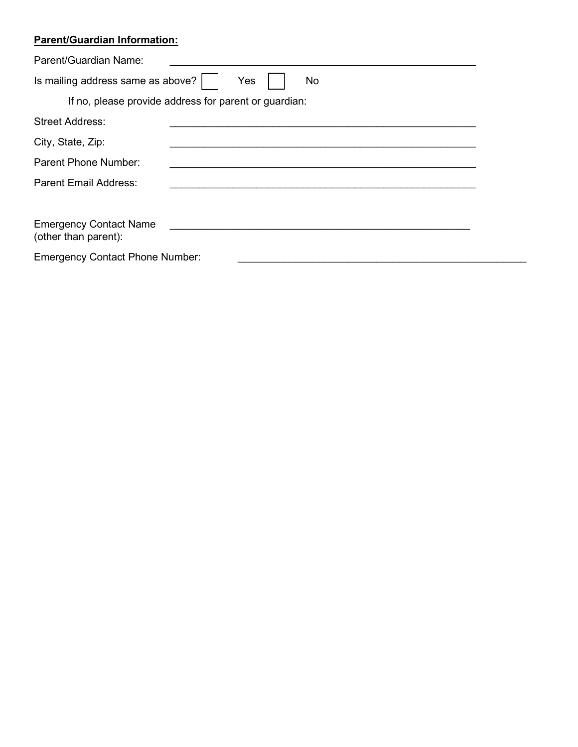**Parent/Guardian Information:**

Parent/Guardian Name: \_\_\_\_\_\_\_\_\_\_\_\_\_\_\_\_\_\_\_\_\_\_\_\_\_\_\_\_\_\_\_\_\_\_\_\_\_\_\_\_\_\_\_\_\_\_\_\_\_\_\_\_

Is mailing address same as above? ☐ Yes ☐ No

If no, please provide address for parent or guardian:

Street Address: \_\_\_\_\_\_\_\_\_\_\_\_\_\_\_\_\_\_\_\_\_\_\_\_\_\_\_\_\_\_\_\_\_\_\_\_\_\_\_\_\_\_\_\_\_\_\_\_\_\_\_\_

City, State, Zip: \_\_\_\_\_\_\_\_\_\_\_\_\_\_\_\_\_\_\_\_\_\_\_\_\_\_\_\_\_\_\_\_\_\_\_\_\_\_\_\_\_\_\_\_\_\_\_\_\_\_\_\_

Parent Phone Number: \_\_\_\_\_\_\_\_\_\_\_\_\_\_\_\_\_\_\_\_\_\_\_\_\_\_\_\_\_\_\_\_\_\_\_\_\_\_\_\_\_\_\_\_\_\_\_\_\_\_\_\_

Parent Email Address: \_\_\_\_\_\_\_\_\_\_\_\_\_\_\_\_\_\_\_\_\_\_\_\_\_\_\_\_\_\_\_\_\_\_\_\_\_\_\_\_\_\_\_\_\_\_\_\_\_\_\_\_

Emergency Contact Name (other than parent): \_\_\_\_\_\_\_\_\_\_\_\_\_\_\_\_\_\_\_\_\_\_\_\_\_\_\_\_\_\_\_\_\_\_\_\_\_\_\_\_\_\_\_\_\_\_\_\_\_\_\_

Emergency Contact Phone Number: \_\_\_\_\_\_\_\_\_\_\_\_\_\_\_\_\_\_\_\_\_\_\_\_\_\_\_\_\_\_\_\_\_\_\_\_\_\_\_\_\_\_\_\_\_\_\_\_\_\_\_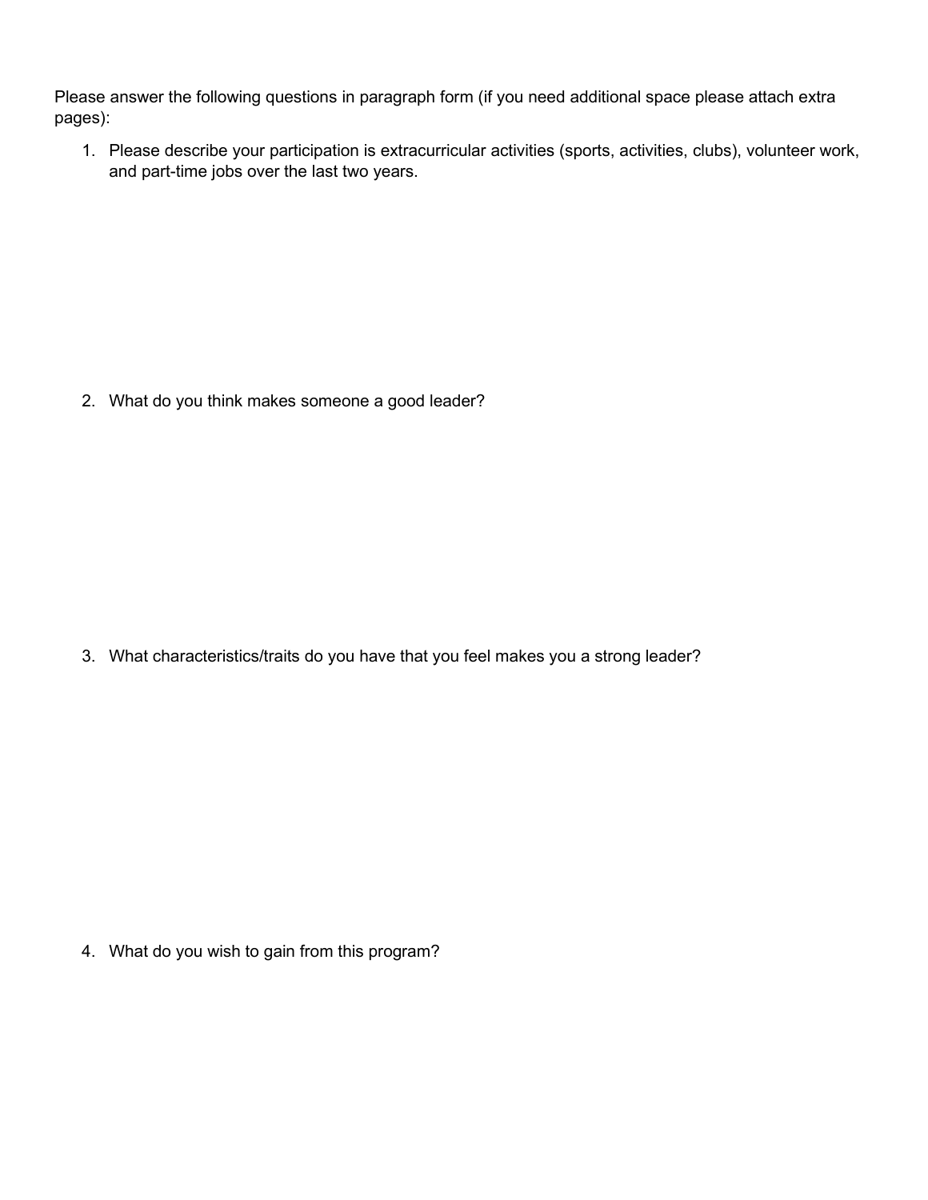Please answer the following questions in paragraph form (if you need additional space please attach extra pages):

1. Please describe your participation is extracurricular activities (sports, activities, clubs), volunteer work, and part-time jobs over the last two years.

2. What do you think makes someone a good leader?

3. What characteristics/traits do you have that you feel makes you a strong leader?

4. What do you wish to gain from this program?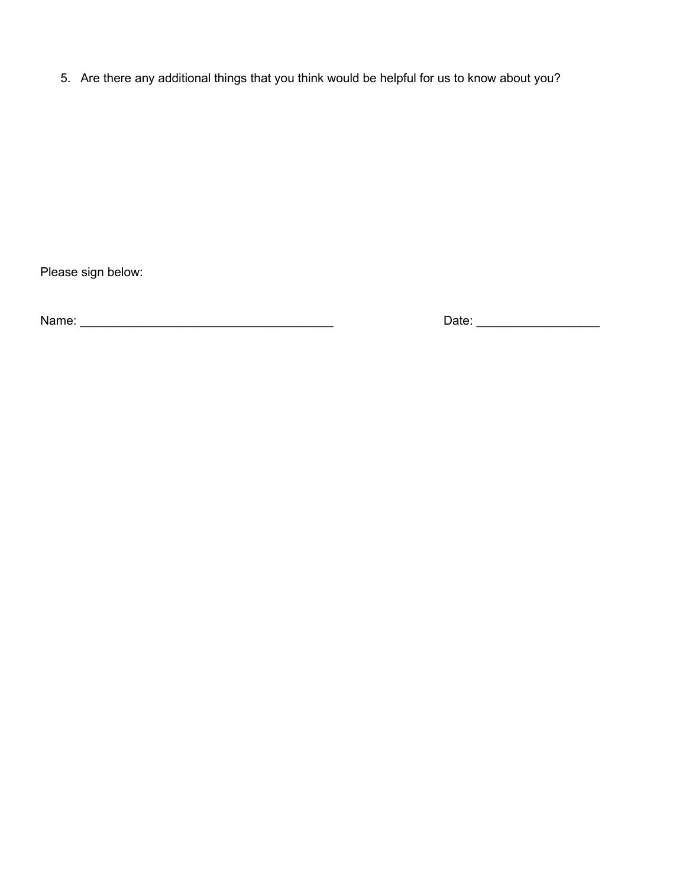5. Are there any additional things that you think would be helpful for us to know about you?

Please sign below:

Name: _____________________________________ Date: __________________